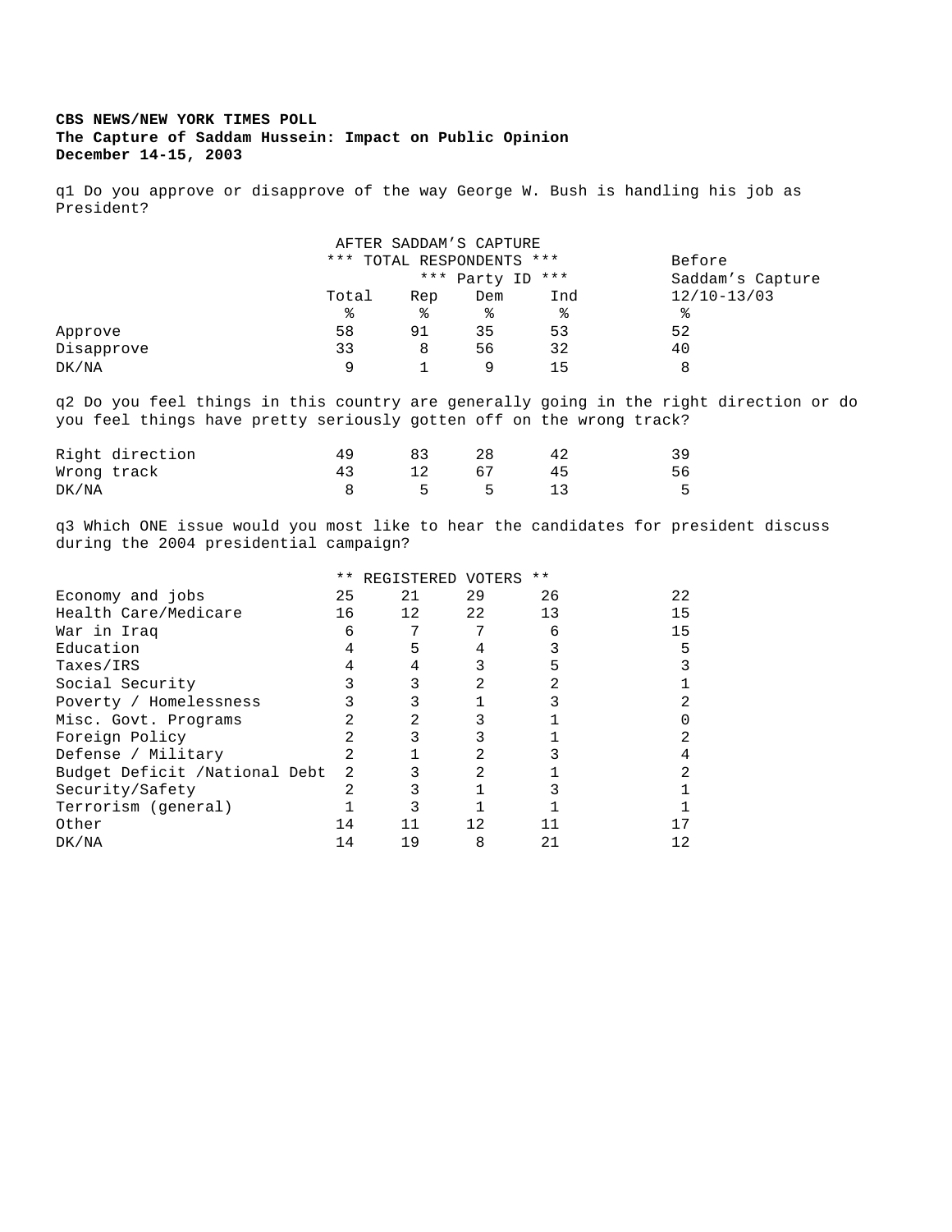**CBS NEWS/NEW YORK TIMES POLL**
**The Capture of Saddam Hussein: Impact on Public Opinion**
**December 14-15, 2003**

q1 Do you approve or disapprove of the way George W. Bush is handling his job as President?

| | AFTER SADDAM'S CAPTURE *** TOTAL RESPONDENTS *** | | | | Before Saddam's Capture |
|---|---|---|---|---|---|
| | | *** Party ID *** | | | |
| | Total | Rep | Dem | Ind | 12/10-13/03 |
| | % | % | % | % | % |
| Approve | 58 | 91 | 35 | 53 | 52 |
| Disapprove | 33 | 8 | 56 | 32 | 40 |
| DK/NA | 9 | 1 | 9 | 15 | 8 |

q2 Do you feel things in this country are generally going in the right direction or do you feel things have pretty seriously gotten off on the wrong track?

| | Total | Rep | Dem | Ind | 12/10-13/03 |
|---|---|---|---|---|---|
| Right direction | 49 | 83 | 28 | 42 | 39 |
| Wrong track | 43 | 12 | 67 | 45 | 56 |
| DK/NA | 8 | 5 | 5 | 13 | 5 |

q3 Which ONE issue would you most like to hear the candidates for president discuss during the 2004 presidential campaign?

| | ** REGISTERED VOTERS ** | | | | |
|---|---|---|---|---|---|
| | Total | Rep | Dem | Ind | 12/10-13/03 |
| Economy and jobs | 25 | 21 | 29 | 26 | 22 |
| Health Care/Medicare | 16 | 12 | 22 | 13 | 15 |
| War in Iraq | 6 | 7 | 7 | 6 | 15 |
| Education | 4 | 5 | 4 | 3 | 5 |
| Taxes/IRS | 4 | 4 | 3 | 5 | 3 |
| Social Security | 3 | 3 | 2 | 2 | 1 |
| Poverty / Homelessness | 3 | 3 | 1 | 3 | 2 |
| Misc. Govt. Programs | 2 | 2 | 3 | 1 | 0 |
| Foreign Policy | 2 | 3 | 3 | 1 | 2 |
| Defense / Military | 2 | 1 | 2 | 3 | 4 |
| Budget Deficit /National Debt | 2 | 3 | 2 | 1 | 2 |
| Security/Safety | 2 | 3 | 1 | 3 | 1 |
| Terrorism (general) | 1 | 3 | 1 | 1 | 1 |
| Other | 14 | 11 | 12 | 11 | 17 |
| DK/NA | 14 | 19 | 8 | 21 | 12 |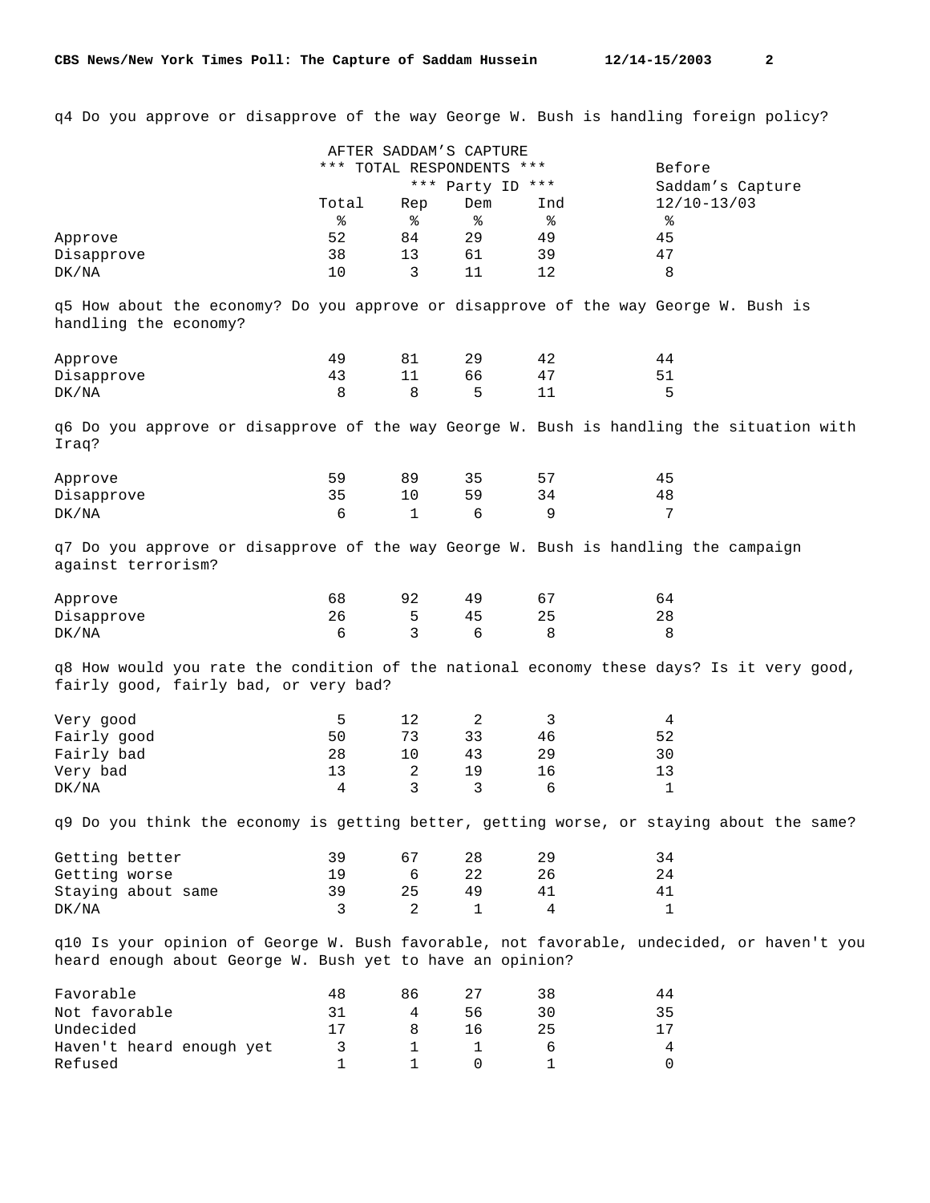q4 Do you approve or disapprove of the way George W. Bush is handling foreign policy?

| | AFTER SADDAM'S CAPTURE *** TOTAL RESPONDENTS *** | | | | Before Saddam's Capture |
|---|---|---|---|---|---|
| | | *** Party ID *** | | | |
| | Total | Rep | Dem | Ind | 12/10-13/03 |
| | % | % | % | % | % |
| Approve | 52 | 84 | 29 | 49 | 45 |
| Disapprove | 38 | 13 | 61 | 39 | 47 |
| DK/NA | 10 | 3 | 11 | 12 | 8 |

q5 How about the economy? Do you approve or disapprove of the way George W. Bush is handling the economy?

| | Total | Rep | Dem | Ind | 12/10-13/03 |
|---|---|---|---|---|---|
| Approve | 49 | 81 | 29 | 42 | 44 |
| Disapprove | 43 | 11 | 66 | 47 | 51 |
| DK/NA | 8 | 8 | 5 | 11 | 5 |

q6 Do you approve or disapprove of the way George W. Bush is handling the situation with Iraq?

| | Total | Rep | Dem | Ind | 12/10-13/03 |
|---|---|---|---|---|---|
| Approve | 59 | 89 | 35 | 57 | 45 |
| Disapprove | 35 | 10 | 59 | 34 | 48 |
| DK/NA | 6 | 1 | 6 | 9 | 7 |

q7 Do you approve or disapprove of the way George W. Bush is handling the campaign against terrorism?

| | Total | Rep | Dem | Ind | 12/10-13/03 |
|---|---|---|---|---|---|
| Approve | 68 | 92 | 49 | 67 | 64 |
| Disapprove | 26 | 5 | 45 | 25 | 28 |
| DK/NA | 6 | 3 | 6 | 8 | 8 |

q8 How would you rate the condition of the national economy these days? Is it very good, fairly good, fairly bad, or very bad?

| | Total | Rep | Dem | Ind | 12/10-13/03 |
|---|---|---|---|---|---|
| Very good | 5 | 12 | 2 | 3 | 4 |
| Fairly good | 50 | 73 | 33 | 46 | 52 |
| Fairly bad | 28 | 10 | 43 | 29 | 30 |
| Very bad | 13 | 2 | 19 | 16 | 13 |
| DK/NA | 4 | 3 | 3 | 6 | 1 |

q9 Do you think the economy is getting better, getting worse, or staying about the same?

| | Total | Rep | Dem | Ind | 12/10-13/03 |
|---|---|---|---|---|---|
| Getting better | 39 | 67 | 28 | 29 | 34 |
| Getting worse | 19 | 6 | 22 | 26 | 24 |
| Staying about same | 39 | 25 | 49 | 41 | 41 |
| DK/NA | 3 | 2 | 1 | 4 | 1 |

q10 Is your opinion of George W. Bush favorable, not favorable, undecided, or haven't you heard enough about George W. Bush yet to have an opinion?

| | Total | Rep | Dem | Ind | 12/10-13/03 |
|---|---|---|---|---|---|
| Favorable | 48 | 86 | 27 | 38 | 44 |
| Not favorable | 31 | 4 | 56 | 30 | 35 |
| Undecided | 17 | 8 | 16 | 25 | 17 |
| Haven't heard enough yet | 3 | 1 | 1 | 6 | 4 |
| Refused | 1 | 1 | 0 | 1 | 0 |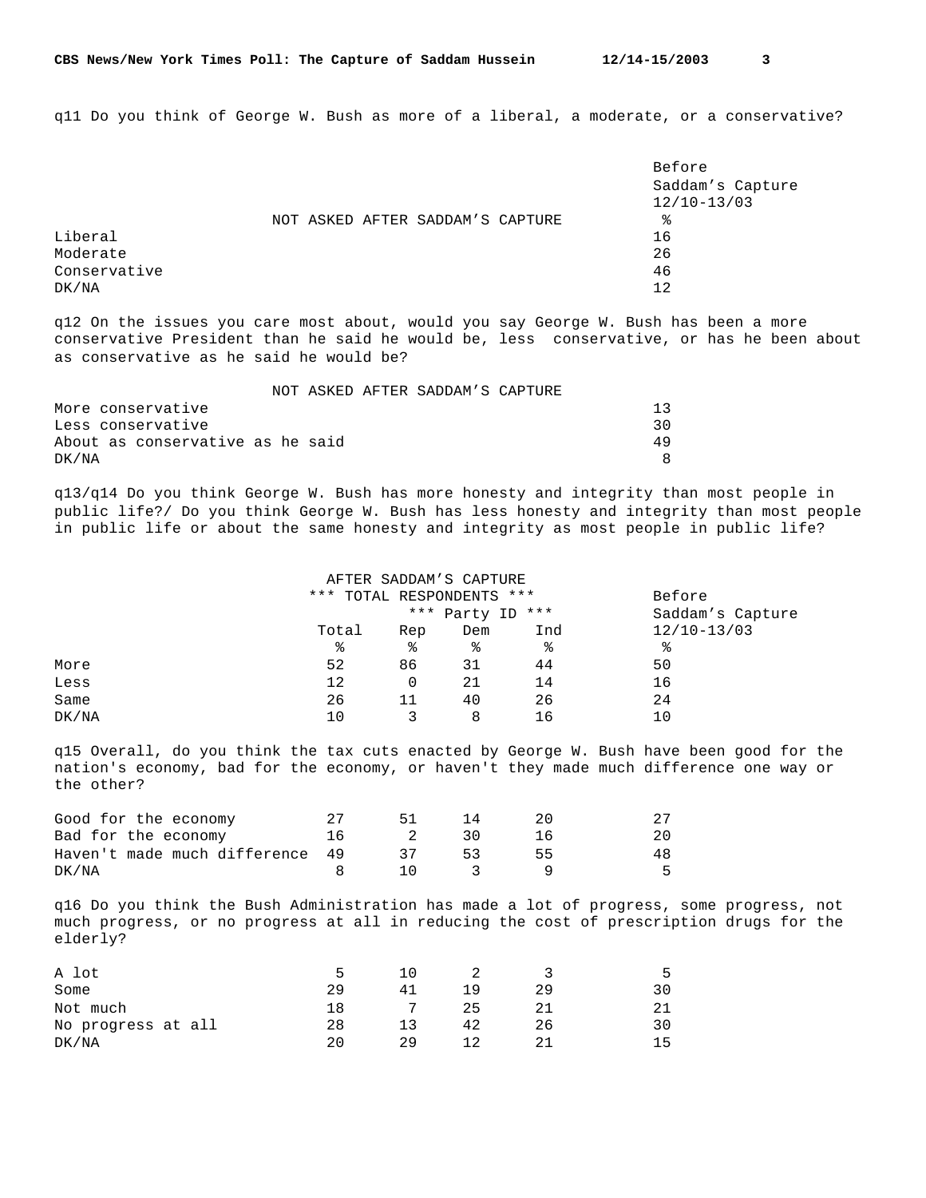q11 Do you think of George W. Bush as more of a liberal, a moderate, or a conservative?

| | NOT ASKED AFTER SADDAM'S CAPTURE | Before Saddam's Capture 12/10-13/03 % |
|---|---|---|
| Liberal | | 16 |
| Moderate | | 26 |
| Conservative | | 46 |
| DK/NA | | 12 |

q12 On the issues you care most about, would you say George W. Bush has been a more conservative President than he said he would be, less conservative, or has he been about as conservative as he said he would be?

| | NOT ASKED AFTER SADDAM'S CAPTURE | |
|---|---|---|
| More conservative | | 13 |
| Less conservative | | 30 |
| About as conservative as he said | | 49 |
| DK/NA | | 8 |

q13/q14 Do you think George W. Bush has more honesty and integrity than most people in public life?/ Do you think George W. Bush has less honesty and integrity than most people in public life or about the same honesty and integrity as most people in public life?

| | AFTER SADDAM'S CAPTURE *** TOTAL RESPONDENTS *** | | | | Before Saddam's Capture |
|---|---|---|---|---|---|
| | | *** Party ID *** | | | |
| | Total | Rep | Dem | Ind | 12/10-13/03 |
| | % | % | % | % | % |
| More | 52 | 86 | 31 | 44 | 50 |
| Less | 12 | 0 | 21 | 14 | 16 |
| Same | 26 | 11 | 40 | 26 | 24 |
| DK/NA | 10 | 3 | 8 | 16 | 10 |

q15 Overall, do you think the tax cuts enacted by George W. Bush have been good for the nation's economy, bad for the economy, or haven't they made much difference one way or the other?

| | Total | Rep | Dem | Ind | 12/10-13/03 |
|---|---|---|---|---|---|
| Good for the economy | 27 | 51 | 14 | 20 | 27 |
| Bad for the economy | 16 | 2 | 30 | 16 | 20 |
| Haven't made much difference | 49 | 37 | 53 | 55 | 48 |
| DK/NA | 8 | 10 | 3 | 9 | 5 |

q16 Do you think the Bush Administration has made a lot of progress, some progress, not much progress, or no progress at all in reducing the cost of prescription drugs for the elderly?

| | Total | Rep | Dem | Ind | 12/10-13/03 |
|---|---|---|---|---|---|
| A lot | 5 | 10 | 2 | 3 | 5 |
| Some | 29 | 41 | 19 | 29 | 30 |
| Not much | 18 | 7 | 25 | 21 | 21 |
| No progress at all | 28 | 13 | 42 | 26 | 30 |
| DK/NA | 20 | 29 | 12 | 21 | 15 |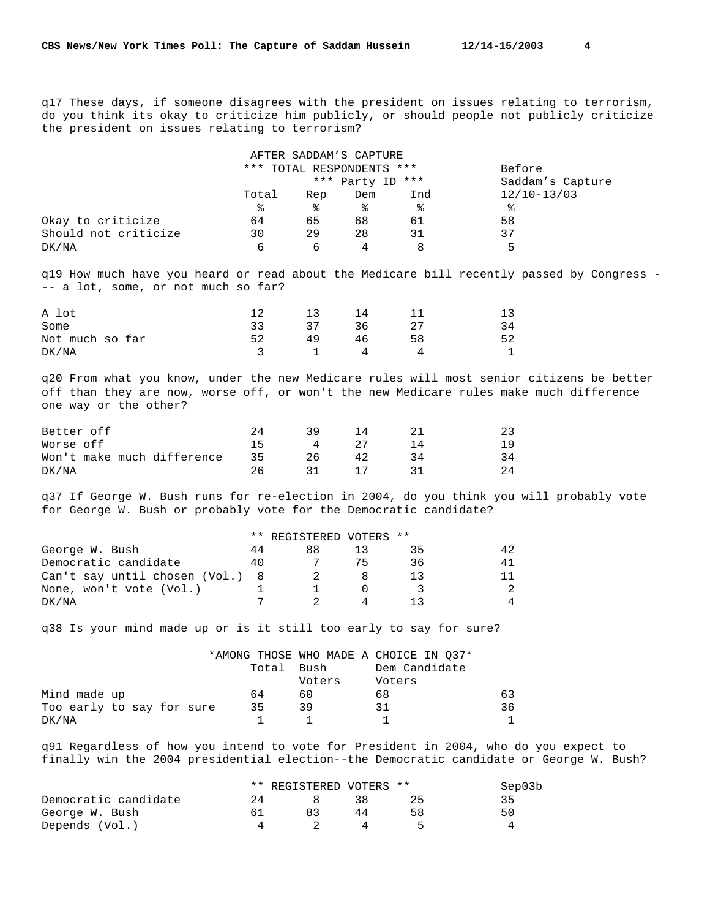q17 These days, if someone disagrees with the president on issues relating to terrorism, do you think its okay to criticize him publicly, or should people not publicly criticize the president on issues relating to terrorism?

| | AFTER SADDAM'S CAPTURE *** TOTAL RESPONDENTS *** | | | | Before Saddam's Capture |
|---|---|---|---|---|---|
| | | *** Party ID *** | | | |
| | Total | Rep | Dem | Ind | 12/10-13/03 |
| | % | % | % | % | % |
| Okay to criticize | 64 | 65 | 68 | 61 | 58 |
| Should not criticize | 30 | 29 | 28 | 31 | 37 |
| DK/NA | 6 | 6 | 4 | 8 | 5 |

q19 How much have you heard or read about the Medicare bill recently passed by Congress --- a lot, some, or not much so far?

| | Total | Rep | Dem | Ind | 12/10-13/03 |
|---|---|---|---|---|---|
| A lot | 12 | 13 | 14 | 11 | 13 |
| Some | 33 | 37 | 36 | 27 | 34 |
| Not much so far | 52 | 49 | 46 | 58 | 52 |
| DK/NA | 3 | 1 | 4 | 4 | 1 |

q20 From what you know, under the new Medicare rules will most senior citizens be better off than they are now, worse off, or won't the new Medicare rules make much difference one way or the other?

| | Total | Rep | Dem | Ind | 12/10-13/03 |
|---|---|---|---|---|---|
| Better off | 24 | 39 | 14 | 21 | 23 |
| Worse off | 15 | 4 | 27 | 14 | 19 |
| Won't make much difference | 35 | 26 | 42 | 34 | 34 |
| DK/NA | 26 | 31 | 17 | 31 | 24 |

q37 If George W. Bush runs for re-election in 2004, do you think you will probably vote for George W. Bush or probably vote for the Democratic candidate?

| | ** REGISTERED VOTERS ** | | | | |
|---|---|---|---|---|---|
| George W. Bush | 44 | 88 | 13 | 35 | 42 |
| Democratic candidate | 40 | 7 | 75 | 36 | 41 |
| Can't say until chosen (Vol.) | 8 | 2 | 8 | 13 | 11 |
| None, won't vote (Vol.) | 1 | 1 | 0 | 3 | 2 |
| DK/NA | 7 | 2 | 4 | 13 | 4 |

q38 Is your mind made up or is it still too early to say for sure?

| | *AMONG THOSE WHO MADE A CHOICE IN Q37* | | | |
|---|---|---|---|---|
| | Total | Bush Voters | Dem Candidate Voters | |
| Mind made up | 64 | 60 | 68 | 63 |
| Too early to say for sure | 35 | 39 | 31 | 36 |
| DK/NA | 1 | 1 | 1 | 1 |

q91 Regardless of how you intend to vote for President in 2004, who do you expect to finally win the 2004 presidential election--the Democratic candidate or George W. Bush?

| | ** REGISTERED VOTERS ** | | | | Sep03b |
|---|---|---|---|---|---|
| Democratic candidate | 24 | 8 | 38 | 25 | 35 |
| George W. Bush | 61 | 83 | 44 | 58 | 50 |
| Depends (Vol.) | 4 | 2 | 4 | 5 | 4 |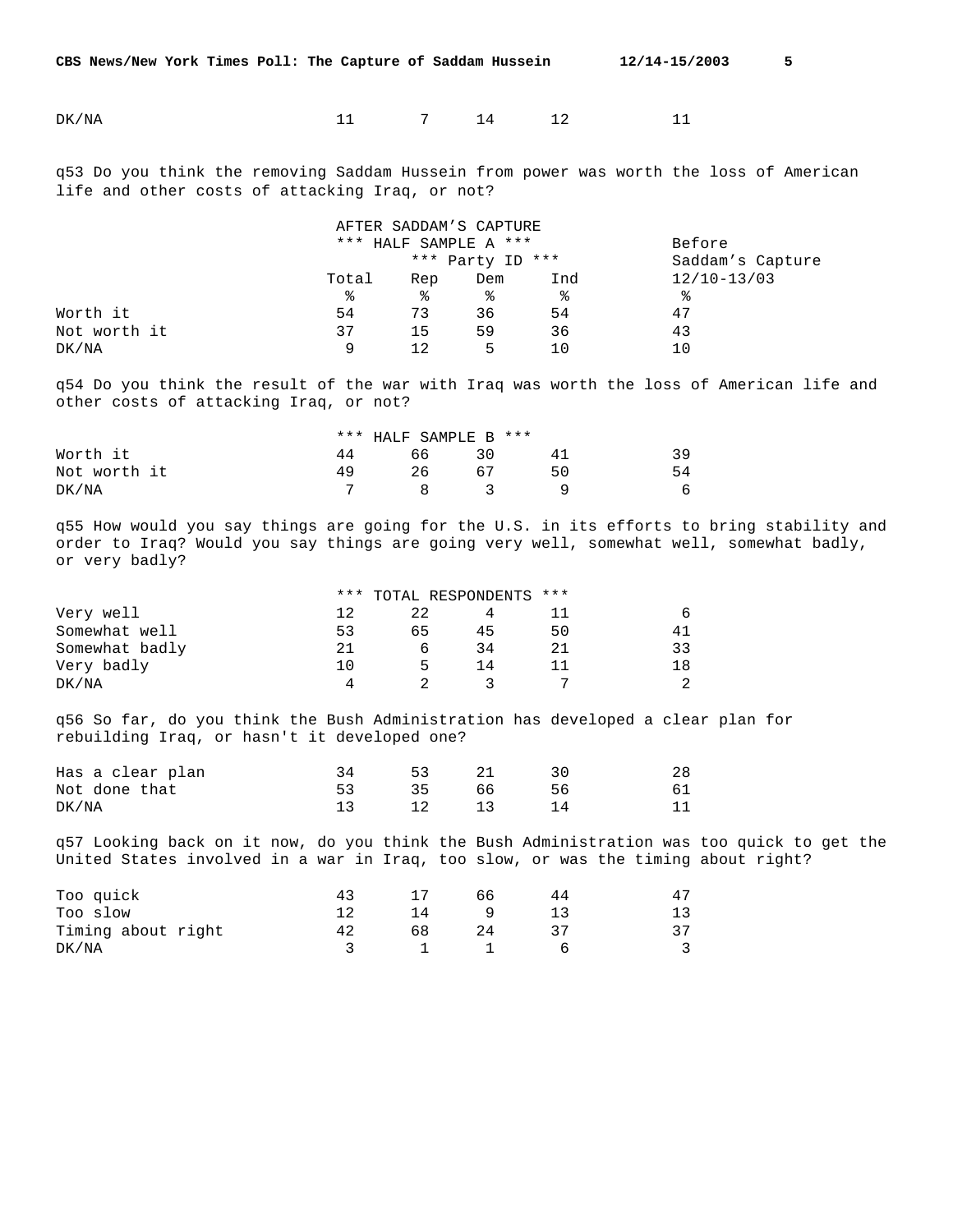| | | | | | |
|---|---|---|---|---|---|
| DK/NA | 11 | 7 | 14 | 12 | 11 |

q53 Do you think the removing Saddam Hussein from power was worth the loss of American life and other costs of attacking Iraq, or not?

| | AFTER SADDAM'S CAPTURE | | | | |
|---|---|---|---|---|---|
| | *** HALF SAMPLE A *** | | | | Before |
| | | *** Party ID *** | | | Saddam's Capture |
| | Total | Rep | Dem | Ind | 12/10-13/03 |
| | % | % | % | % | % |
| Worth it | 54 | 73 | 36 | 54 | 47 |
| Not worth it | 37 | 15 | 59 | 36 | 43 |
| DK/NA | 9 | 12 | 5 | 10 | 10 |

q54 Do you think the result of the war with Iraq was worth the loss of American life and other costs of attacking Iraq, or not?

| | *** HALF SAMPLE B *** | | | | |
|---|---|---|---|---|---|
| Worth it | 44 | 66 | 30 | 41 | 39 |
| Not worth it | 49 | 26 | 67 | 50 | 54 |
| DK/NA | 7 | 8 | 3 | 9 | 6 |

q55 How would you say things are going for the U.S. in its efforts to bring stability and order to Iraq? Would you say things are going very well, somewhat well, somewhat badly, or very badly?

| | *** TOTAL RESPONDENTS *** | | | | |
|---|---|---|---|---|---|
| Very well | 12 | 22 | 4 | 11 | 6 |
| Somewhat well | 53 | 65 | 45 | 50 | 41 |
| Somewhat badly | 21 | 6 | 34 | 21 | 33 |
| Very badly | 10 | 5 | 14 | 11 | 18 |
| DK/NA | 4 | 2 | 3 | 7 | 2 |

q56 So far, do you think the Bush Administration has developed a clear plan for rebuilding Iraq, or hasn't it developed one?

| | | | | | |
|---|---|---|---|---|---|
| Has a clear plan | 34 | 53 | 21 | 30 | 28 |
| Not done that | 53 | 35 | 66 | 56 | 61 |
| DK/NA | 13 | 12 | 13 | 14 | 11 |

q57 Looking back on it now, do you think the Bush Administration was too quick to get the United States involved in a war in Iraq, too slow, or was the timing about right?

| | | | | | |
|---|---|---|---|---|---|
| Too quick | 43 | 17 | 66 | 44 | 47 |
| Too slow | 12 | 14 | 9 | 13 | 13 |
| Timing about right | 42 | 68 | 24 | 37 | 37 |
| DK/NA | 3 | 1 | 1 | 6 | 3 |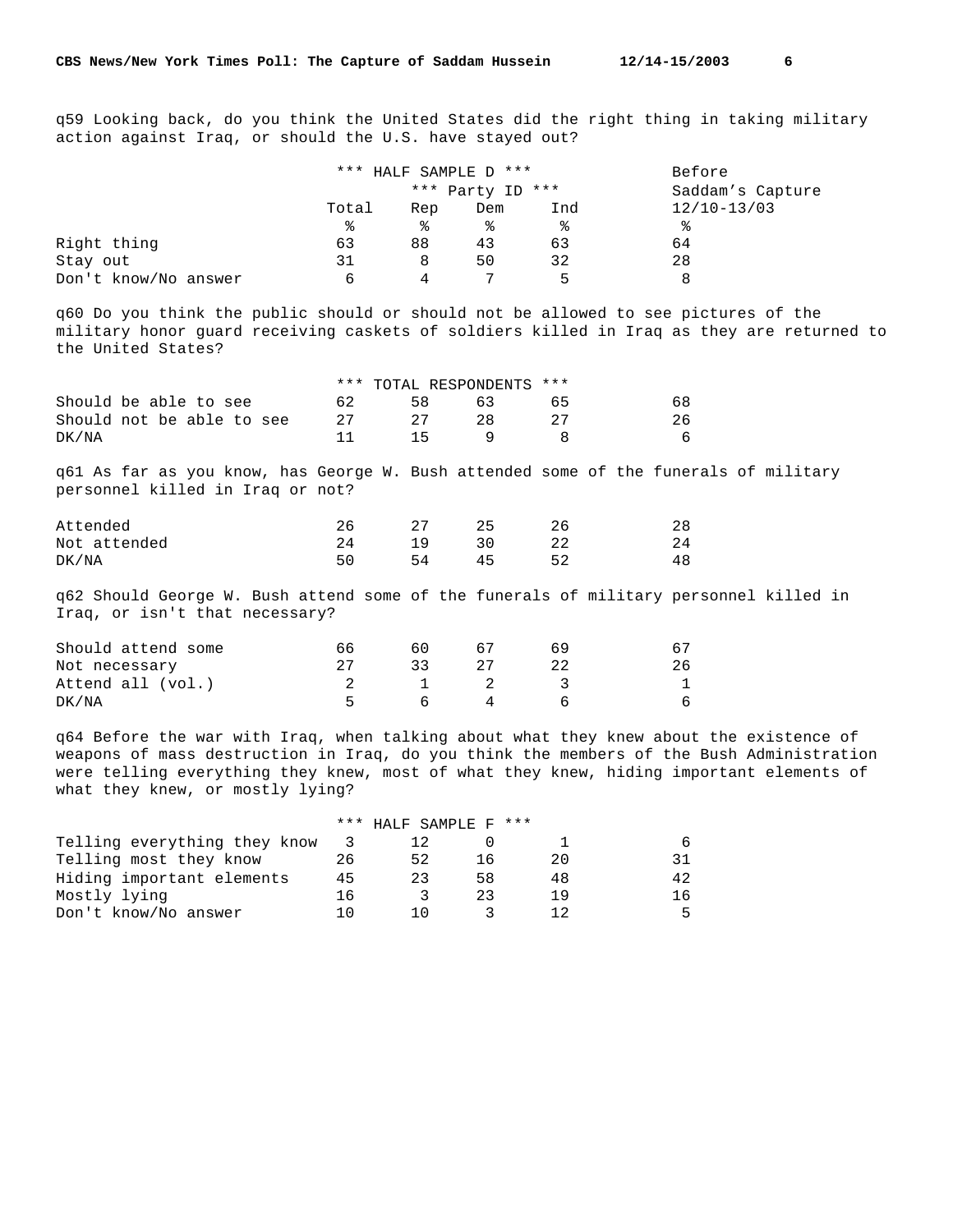q59 Looking back, do you think the United States did the right thing in taking military action against Iraq, or should the U.S. have stayed out?

| | *** HALF SAMPLE D *** | | | | Before |
|---|---|---|---|---|---|
| | | *** Party ID *** | | | Saddam's Capture |
| | Total | Rep | Dem | Ind | 12/10-13/03 |
| | % | % | % | % | % |
| Right thing | 63 | 88 | 43 | 63 | 64 |
| Stay out | 31 | 8 | 50 | 32 | 28 |
| Don't know/No answer | 6 | 4 | 7 | 5 | 8 |

q60 Do you think the public should or should not be allowed to see pictures of the military honor guard receiving caskets of soldiers killed in Iraq as they are returned to the United States?

| | *** TOTAL RESPONDENTS *** | | | | |
|---|---|---|---|---|---|
| Should be able to see | 62 | 58 | 63 | 65 | 68 |
| Should not be able to see | 27 | 27 | 28 | 27 | 26 |
| DK/NA | 11 | 15 | 9 | 8 | 6 |

q61 As far as you know, has George W. Bush attended some of the funerals of military personnel killed in Iraq or not?

| | | | | | |
|---|---|---|---|---|---|
| Attended | 26 | 27 | 25 | 26 | 28 |
| Not attended | 24 | 19 | 30 | 22 | 24 |
| DK/NA | 50 | 54 | 45 | 52 | 48 |

q62 Should George W. Bush attend some of the funerals of military personnel killed in Iraq, or isn't that necessary?

| | | | | | |
|---|---|---|---|---|---|
| Should attend some | 66 | 60 | 67 | 69 | 67 |
| Not necessary | 27 | 33 | 27 | 22 | 26 |
| Attend all (vol.) | 2 | 1 | 2 | 3 | 1 |
| DK/NA | 5 | 6 | 4 | 6 | 6 |

q64 Before the war with Iraq, when talking about what they knew about the existence of weapons of mass destruction in Iraq, do you think the members of the Bush Administration were telling everything they knew, most of what they knew, hiding important elements of what they knew, or mostly lying?

| | *** HALF SAMPLE F *** | | | | |
|---|---|---|---|---|---|
| Telling everything they know | 3 | 12 | 0 | 1 | 6 |
| Telling most they know | 26 | 52 | 16 | 20 | 31 |
| Hiding important elements | 45 | 23 | 58 | 48 | 42 |
| Mostly lying | 16 | 3 | 23 | 19 | 16 |
| Don't know/No answer | 10 | 10 | 3 | 12 | 5 |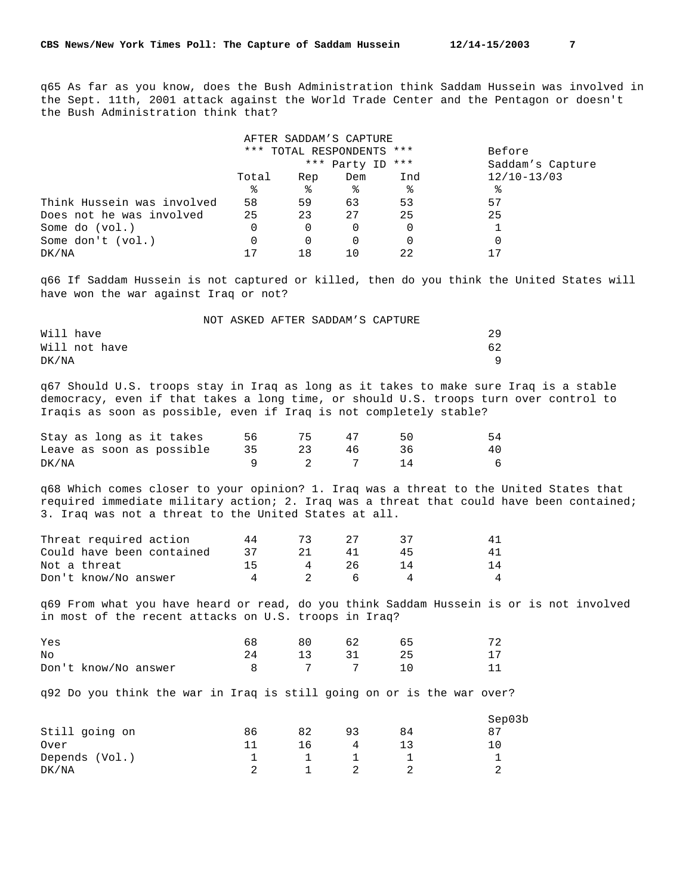q65 As far as you know, does the Bush Administration think Saddam Hussein was involved in the Sept. 11th, 2001 attack against the World Trade Center and the Pentagon or doesn't the Bush Administration think that?

| | AFTER SADDAM'S CAPTURE | | | | |
|---|---|---|---|---|---|
| | *** TOTAL RESPONDENTS *** | | | | Before |
| | | *** Party ID *** | | | Saddam's Capture |
| | Total | Rep | Dem | Ind | 12/10-13/03 |
| | % | % | % | % | % |
| Think Hussein was involved | 58 | 59 | 63 | 53 | 57 |
| Does not he was involved | 25 | 23 | 27 | 25 | 25 |
| Some do (vol.) | 0 | 0 | 0 | 0 | 1 |
| Some don't (vol.) | 0 | 0 | 0 | 0 | 0 |
| DK/NA | 17 | 18 | 10 | 22 | 17 |

q66 If Saddam Hussein is not captured or killed, then do you think the United States will have won the war against Iraq or not?

| | NOT ASKED AFTER SADDAM'S CAPTURE | |
|---|---|---|
| Will have | | 29 |
| Will not have | | 62 |
| DK/NA | | 9 |

q67 Should U.S. troops stay in Iraq as long as it takes to make sure Iraq is a stable democracy, even if that takes a long time, or should U.S. troops turn over control to Iraqis as soon as possible, even if Iraq is not completely stable?

| | Total | Rep | Dem | Ind | 12/10-13/03 |
|---|---|---|---|---|---|
| Stay as long as it takes | 56 | 75 | 47 | 50 | 54 |
| Leave as soon as possible | 35 | 23 | 46 | 36 | 40 |
| DK/NA | 9 | 2 | 7 | 14 | 6 |

q68 Which comes closer to your opinion? 1. Iraq was a threat to the United States that required immediate military action; 2. Iraq was a threat that could have been contained; 3. Iraq was not a threat to the United States at all.

| | Total | Rep | Dem | Ind | 12/10-13/03 |
|---|---|---|---|---|---|
| Threat required action | 44 | 73 | 27 | 37 | 41 |
| Could have been contained | 37 | 21 | 41 | 45 | 41 |
| Not a threat | 15 | 4 | 26 | 14 | 14 |
| Don't know/No answer | 4 | 2 | 6 | 4 | 4 |

q69 From what you have heard or read, do you think Saddam Hussein is or is not involved in most of the recent attacks on U.S. troops in Iraq?

| | Total | Rep | Dem | Ind | 12/10-13/03 |
|---|---|---|---|---|---|
| Yes | 68 | 80 | 62 | 65 | 72 |
| No | 24 | 13 | 31 | 25 | 17 |
| Don't know/No answer | 8 | 7 | 7 | 10 | 11 |

q92 Do you think the war in Iraq is still going on or is the war over?

| | Total | Rep | Dem | Ind | Sep03b |
|---|---|---|---|---|---|
| Still going on | 86 | 82 | 93 | 84 | 87 |
| Over | 11 | 16 | 4 | 13 | 10 |
| Depends (Vol.) | 1 | 1 | 1 | 1 | 1 |
| DK/NA | 2 | 1 | 2 | 2 | 2 |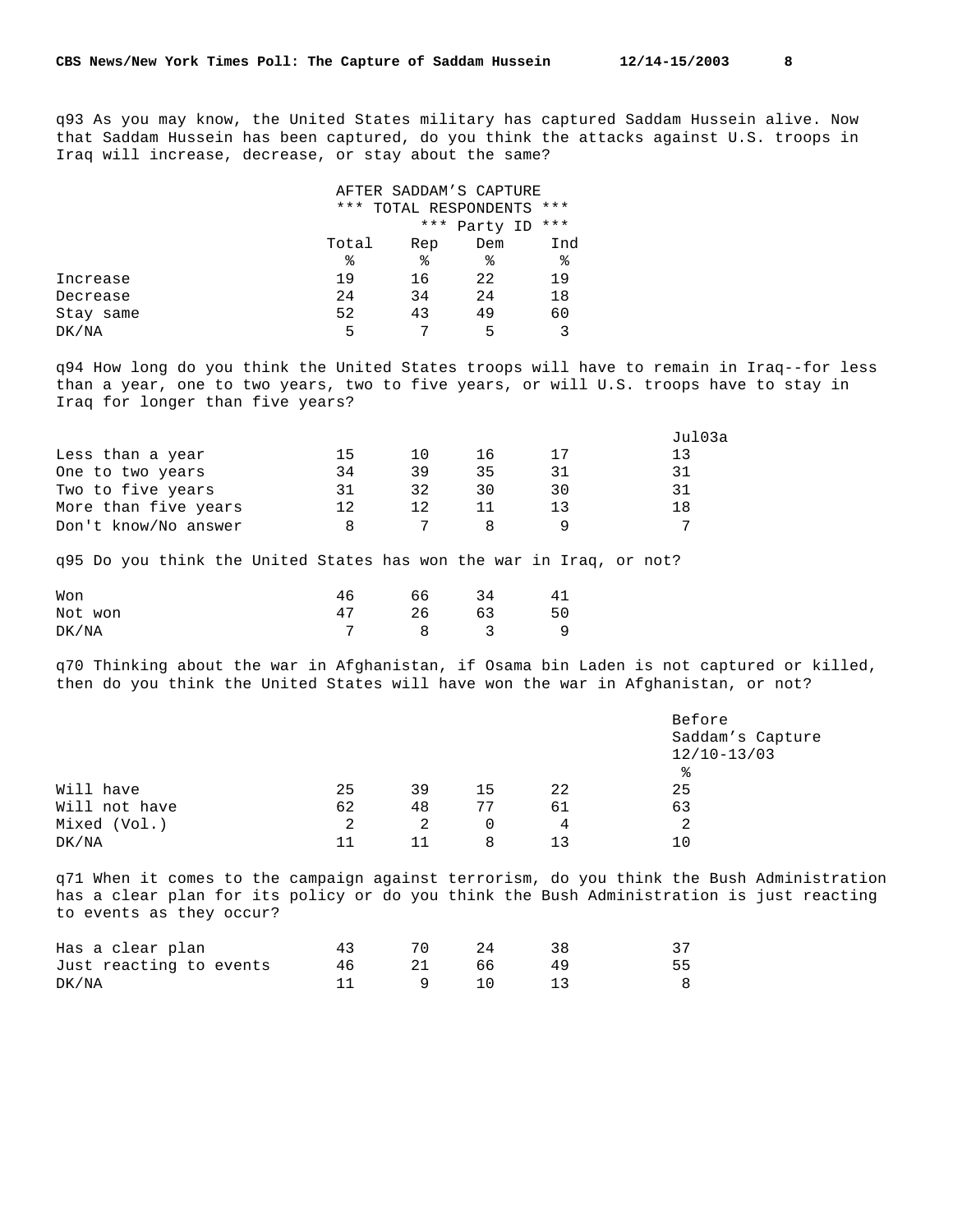q93 As you may know, the United States military has captured Saddam Hussein alive. Now that Saddam Hussein has been captured, do you think the attacks against U.S. troops in Iraq will increase, decrease, or stay about the same?

| | AFTER SADDAM'S CAPTURE | | | |
|---|---|---|---|---|
| | *** TOTAL RESPONDENTS *** | | | |
| | | *** Party ID *** | | |
| | Total | Rep | Dem | Ind |
| | % | % | % | % |
| Increase | 19 | 16 | 22 | 19 |
| Decrease | 24 | 34 | 24 | 18 |
| Stay same | 52 | 43 | 49 | 60 |
| DK/NA | 5 | 7 | 5 | 3 |

q94 How long do you think the United States troops will have to remain in Iraq--for less than a year, one to two years, two to five years, or will U.S. troops have to stay in Iraq for longer than five years?

| | Total | Rep | Dem | Ind | Jul03a |
|---|---|---|---|---|---|
| Less than a year | 15 | 10 | 16 | 17 | 13 |
| One to two years | 34 | 39 | 35 | 31 | 31 |
| Two to five years | 31 | 32 | 30 | 30 | 31 |
| More than five years | 12 | 12 | 11 | 13 | 18 |
| Don't know/No answer | 8 | 7 | 8 | 9 | 7 |

q95 Do you think the United States has won the war in Iraq, or not?

| | Total | Rep | Dem | Ind |
|---|---|---|---|---|
| Won | 46 | 66 | 34 | 41 |
| Not won | 47 | 26 | 63 | 50 |
| DK/NA | 7 | 8 | 3 | 9 |

q70 Thinking about the war in Afghanistan, if Osama bin Laden is not captured or killed, then do you think the United States will have won the war in Afghanistan, or not?

| | Total | Rep | Dem | Ind | Before Saddam's Capture 12/10-13/03 % |
|---|---|---|---|---|---|
| Will have | 25 | 39 | 15 | 22 | 25 |
| Will not have | 62 | 48 | 77 | 61 | 63 |
| Mixed (Vol.) | 2 | 2 | 0 | 4 | 2 |
| DK/NA | 11 | 11 | 8 | 13 | 10 |

q71 When it comes to the campaign against terrorism, do you think the Bush Administration has a clear plan for its policy or do you think the Bush Administration is just reacting to events as they occur?

| | Total | Rep | Dem | Ind | Before Saddam's Capture 12/10-13/03 % |
|---|---|---|---|---|---|
| Has a clear plan | 43 | 70 | 24 | 38 | 37 |
| Just reacting to events | 46 | 21 | 66 | 49 | 55 |
| DK/NA | 11 | 9 | 10 | 13 | 8 |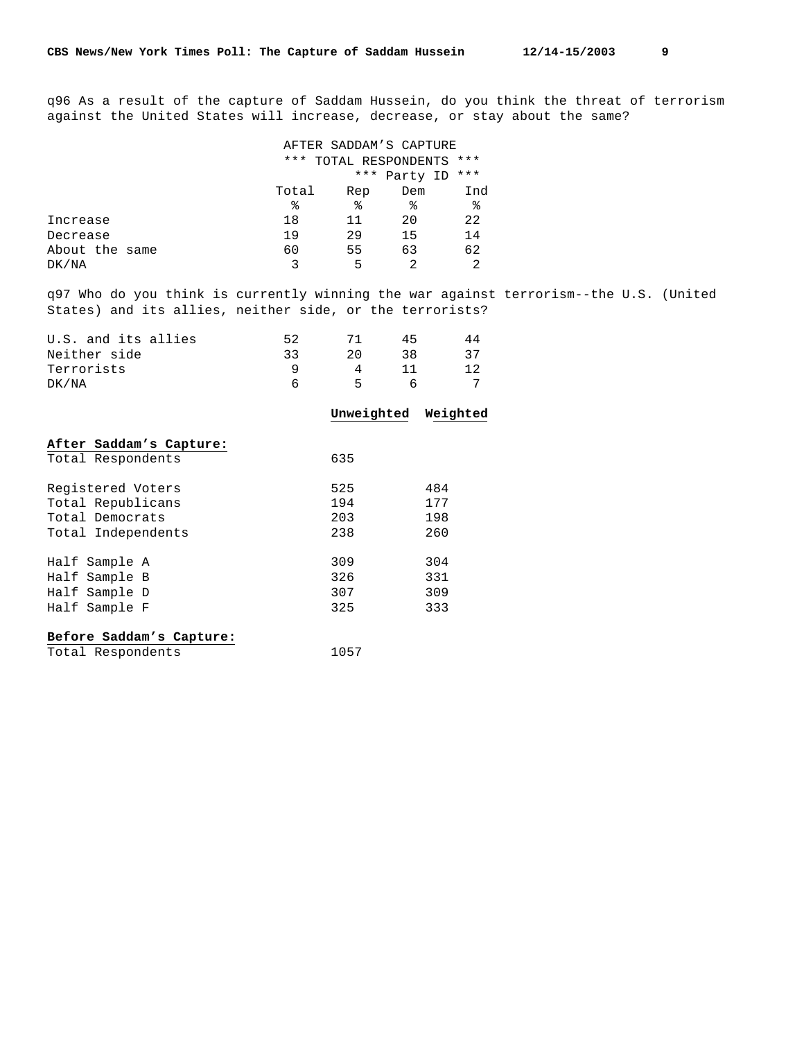q96 As a result of the capture of Saddam Hussein, do you think the threat of terrorism against the United States will increase, decrease, or stay about the same?

| | AFTER SADDAM'S CAPTURE | | | |
|---|---|---|---|---|
| | *** TOTAL RESPONDENTS *** | | | |
| | | *** Party ID *** | | |
| | Total | Rep | Dem | Ind |
| | % | % | % | % |
| Increase | 18 | 11 | 20 | 22 |
| Decrease | 19 | 29 | 15 | 14 |
| About the same | 60 | 55 | 63 | 62 |
| DK/NA | 3 | 5 | 2 | 2 |

q97 Who do you think is currently winning the war against terrorism--the U.S. (United States) and its allies, neither side, or the terrorists?

| | Total | Rep | Dem | Ind |
|---|---|---|---|---|
| U.S. and its allies | 52 | 71 | 45 | 44 |
| Neither side | 33 | 20 | 38 | 37 |
| Terrorists | 9 | 4 | 11 | 12 |
| DK/NA | 6 | 5 | 6 | 7 |

| | **Unweighted** | **Weighted** |
|---|---|---|
| **After Saddam's Capture:** | | |
| Total Respondents | 635 | |
| Registered Voters | 525 | 484 |
| Total Republicans | 194 | 177 |
| Total Democrats | 203 | 198 |
| Total Independents | 238 | 260 |
| Half Sample A | 309 | 304 |
| Half Sample B | 326 | 331 |
| Half Sample D | 307 | 309 |
| Half Sample F | 325 | 333 |
| **Before Saddam's Capture:** | | |
| Total Respondents | 1057 | |